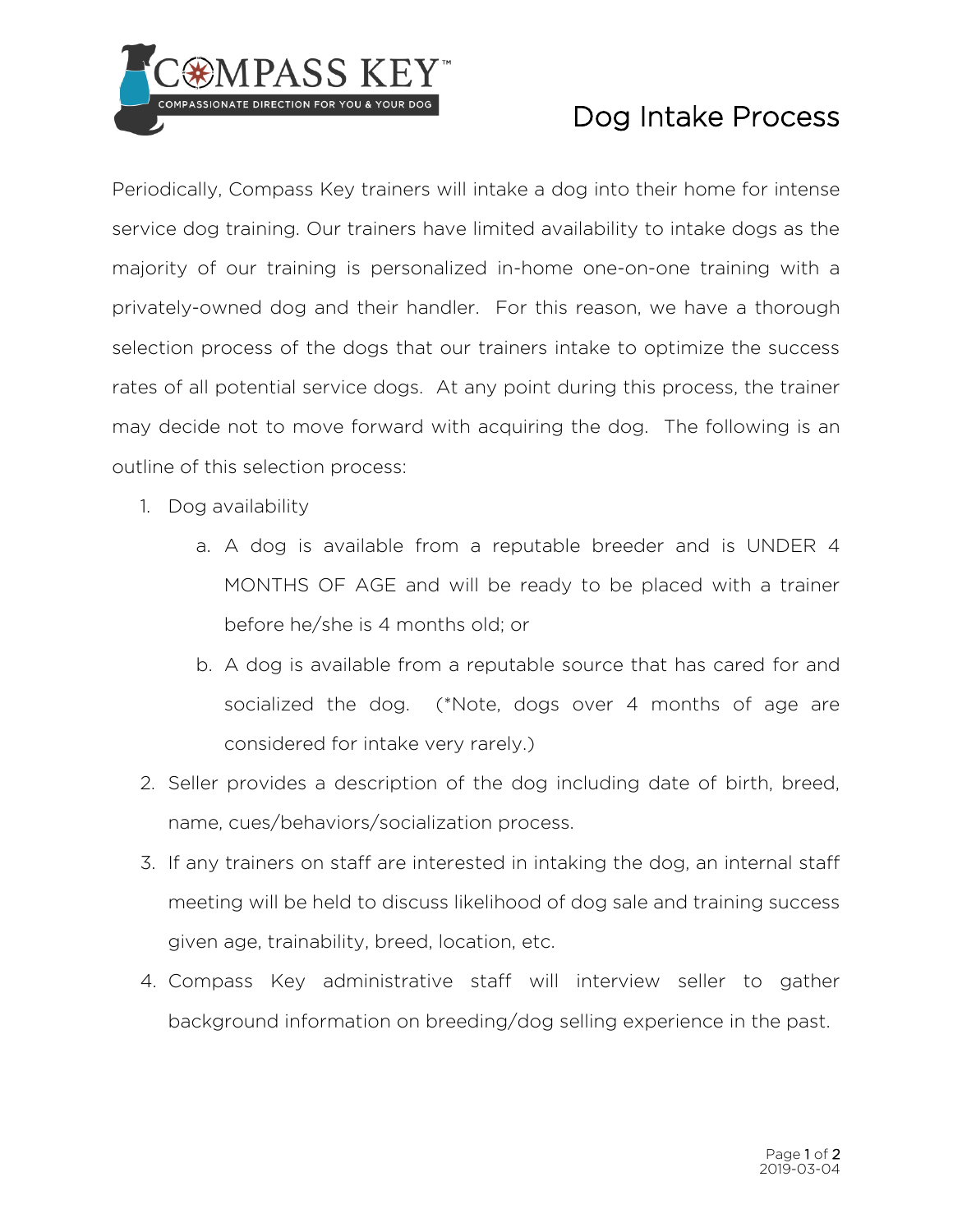# Dog Intake Process

Periodically, Compass Key trainers will intake a dog into their home for intense service dog training. Our trainers have limited availability to intake dogs as the majority of our training is personalized in-home one-on-one training with a privately-owned dog and their handler. For this reason, we have a thorough selection process of the dogs that our trainers intake to optimize the success rates of all potential service dogs. At any point during this process, the trainer may decide not to move forward with acquiring the dog. The following is an outline of this selection process:

1. Dog availability
   a. A dog is available from a reputable breeder and is UNDER 4 MONTHS OF AGE and will be ready to be placed with a trainer before he/she is 4 months old; or
   b. A dog is available from a reputable source that has cared for and socialized the dog. (*Note, dogs over 4 months of age are considered for intake very rarely.)
2. Seller provides a description of the dog including date of birth, breed, name, cues/behaviors/socialization process.
3. If any trainers on staff are interested in intaking the dog, an internal staff meeting will be held to discuss likelihood of dog sale and training success given age, trainability, breed, location, etc.
4. Compass Key administrative staff will interview seller to gather background information on breeding/dog selling experience in the past.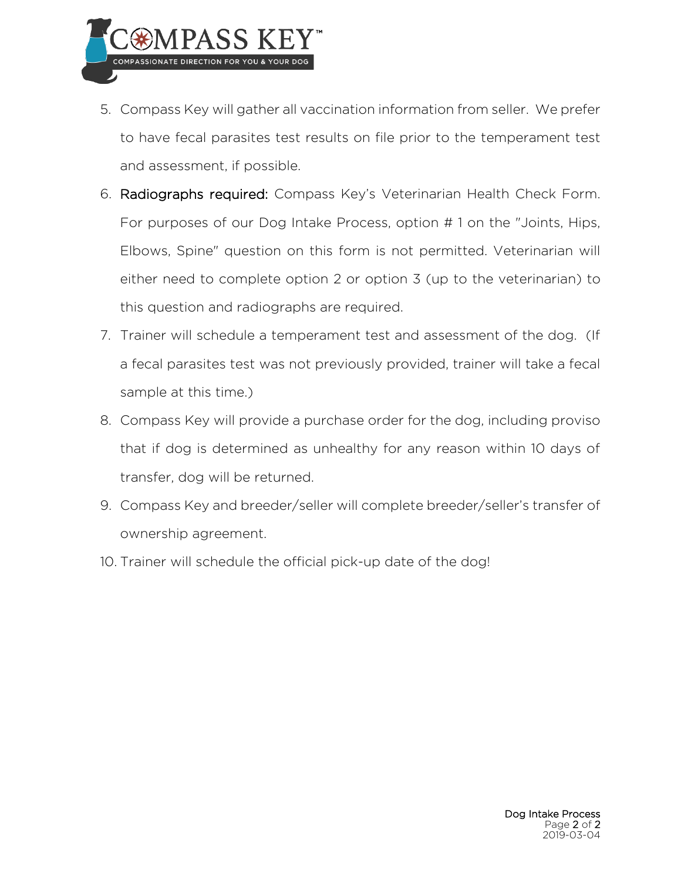5. Compass Key will gather all vaccination information from seller. We prefer to have fecal parasites test results on file prior to the temperament test and assessment, if possible.
6. **Radiographs required:** Compass Key's Veterinarian Health Check Form. For purposes of our Dog Intake Process, option # 1 on the "Joints, Hips, Elbows, Spine" question on this form is not permitted. Veterinarian will either need to complete option 2 or option 3 (up to the veterinarian) to this question and radiographs are required.
7. Trainer will schedule a temperament test and assessment of the dog. (If a fecal parasites test was not previously provided, trainer will take a fecal sample at this time.)
8. Compass Key will provide a purchase order for the dog, including proviso that if dog is determined as unhealthy for any reason within 10 days of transfer, dog will be returned.
9. Compass Key and breeder/seller will complete breeder/seller's transfer of ownership agreement.
10. Trainer will schedule the official pick-up date of the dog!